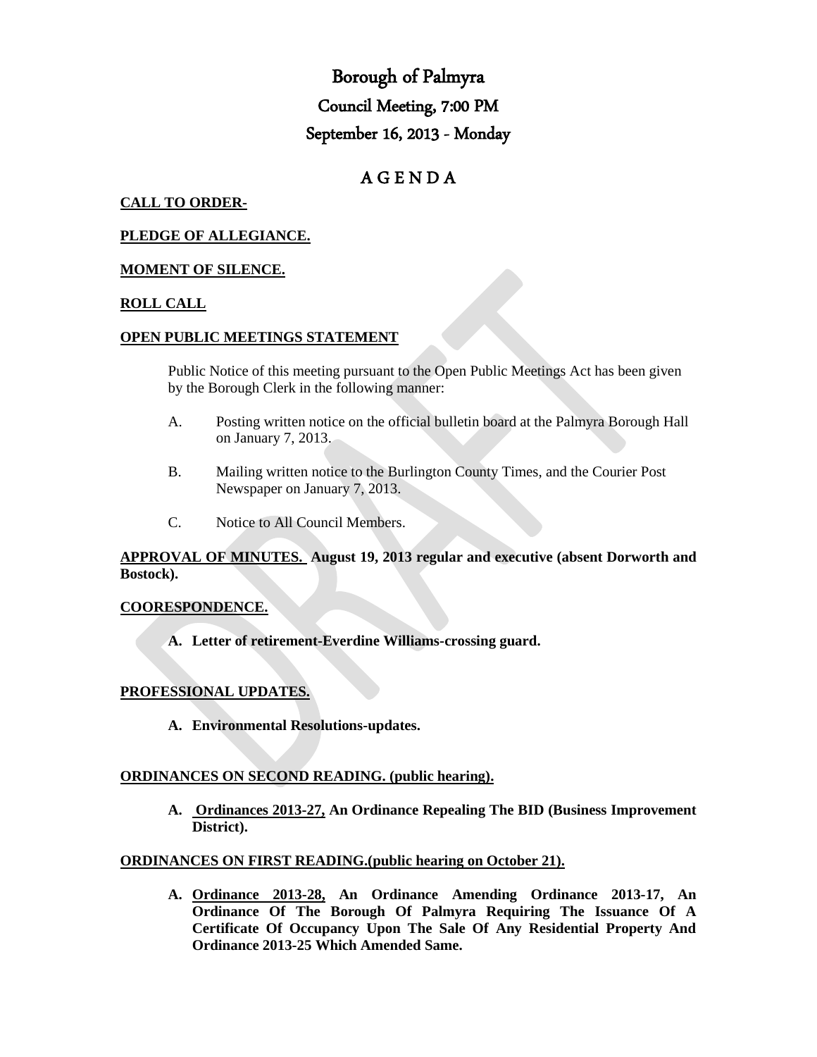# Borough of Palmyra

## Council Meeting, 7:00 PM

## September 16, 2013 - Monday

## A G E N D A

**CALL TO ORDER-**

**PLEDGE OF ALLEGIANCE.**

**MOMENT OF SILENCE.**

**ROLL CALL**

**OPEN PUBLIC MEETINGS STATEMENT**

Public Notice of this meeting pursuant to the Open Public Meetings Act has been given by the Borough Clerk in the following manner:

A. Posting written notice on the official bulletin board at the Palmyra Borough Hall on January 7, 2013.

B. Mailing written notice to the Burlington County Times, and the Courier Post Newspaper on January 7, 2013.

C. Notice to All Council Members.

**APPROVAL OF MINUTES. August 19, 2013 regular and executive (absent Dorworth and Bostock).**

**COORESPONDENCE.**

**A. Letter of retirement-Everdine Williams-crossing guard.**

**PROFESSIONAL UPDATES.**

**A. Environmental Resolutions-updates.**

**ORDINANCES ON SECOND READING. (public hearing).**

**A. Ordinances 2013-27, An Ordinance Repealing The BID (Business Improvement District).**

**ORDINANCES ON FIRST READING.(public hearing on October 21).**

**A. Ordinance 2013-28, An Ordinance Amending Ordinance 2013-17, An Ordinance Of The Borough Of Palmyra Requiring The Issuance Of A Certificate Of Occupancy Upon The Sale Of Any Residential Property And Ordinance 2013-25 Which Amended Same.**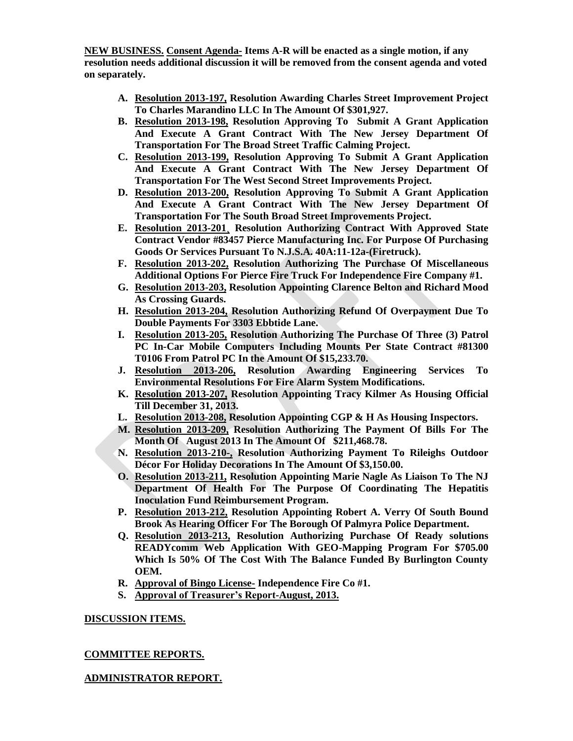**NEW BUSINESS.** **Consent Agenda- Items A-R will be enacted as a single motion, if any resolution needs additional discussion it will be removed from the consent agenda and voted on separately.**

- **A.** **Resolution 2013-197, Resolution Awarding Charles Street Improvement Project To Charles Marandino LLC In The Amount Of $301,927.**
- **B.** **Resolution 2013-198, Resolution Approving To Submit A Grant Application And Execute A Grant Contract With The New Jersey Department Of Transportation For The Broad Street Traffic Calming Project.**
- **C.** **Resolution 2013-199, Resolution Approving To Submit A Grant Application And Execute A Grant Contract With The New Jersey Department Of Transportation For The West Second Street Improvements Project.**
- **D.** **Resolution 2013-200, Resolution Approving To Submit A Grant Application And Execute A Grant Contract With The New Jersey Department Of Transportation For The South Broad Street Improvements Project.**
- **E.** **Resolution 2013-201¸ Resolution Authorizing Contract With Approved State Contract Vendor #83457 Pierce Manufacturing Inc. For Purpose Of Purchasing Goods Or Services Pursuant To N.J.S.A. 40A:11-12a-(Firetruck).**
- **F.** **Resolution 2013-202, Resolution Authorizing The Purchase Of Miscellaneous Additional Options For Pierce Fire Truck For Independence Fire Company #1.**
- **G.** **Resolution 2013-203, Resolution Appointing Clarence Belton and Richard Mood As Crossing Guards.**
- **H.** **Resolution 2013-204, Resolution Authorizing Refund Of Overpayment Due To Double Payments For 3303 Ebbtide Lane.**
- **I.** **Resolution 2013-205, Resolution Authorizing The Purchase Of Three (3) Patrol PC In-Car Mobile Computers Including Mounts Per State Contract #81300 T0106 From Patrol PC In the Amount Of $15,233.70.**
- **J.** **Resolution 2013-206, Resolution Awarding Engineering Services To Environmental Resolutions For Fire Alarm System Modifications.**
- **K.** **Resolution 2013-207, Resolution Appointing Tracy Kilmer As Housing Official Till December 31, 2013.**
- **L.** **Resolution 2013-208, Resolution Appointing CGP & H As Housing Inspectors.**
- **M.** **Resolution 2013-209, Resolution Authorizing The Payment Of Bills For The Month Of August 2013 In The Amount Of $211,468.78.**
- **N.** **Resolution 2013-210-, Resolution Authorizing Payment To Rileighs Outdoor Décor For Holiday Decorations In The Amount Of $3,150.00.**
- **O.** **Resolution 2013-211, Resolution Appointing Marie Nagle As Liaison To The NJ Department Of Health For The Purpose Of Coordinating The Hepatitis Inoculation Fund Reimbursement Program.**
- **P.** **Resolution 2013-212, Resolution Appointing Robert A. Verry Of South Bound Brook As Hearing Officer For The Borough Of Palmyra Police Department.**
- **Q.** **Resolution 2013-213, Resolution Authorizing Purchase Of Ready solutions READYcomm Web Application With GEO-Mapping Program For $705.00 Which Is 50% Of The Cost With The Balance Funded By Burlington County OEM.**
- **R.** **Approval of Bingo License- Independence Fire Co #1.**
- **S.** **Approval of Treasurer's Report-August, 2013.**

**DISCUSSION ITEMS.**

**COMMITTEE REPORTS.**

**ADMINISTRATOR REPORT.**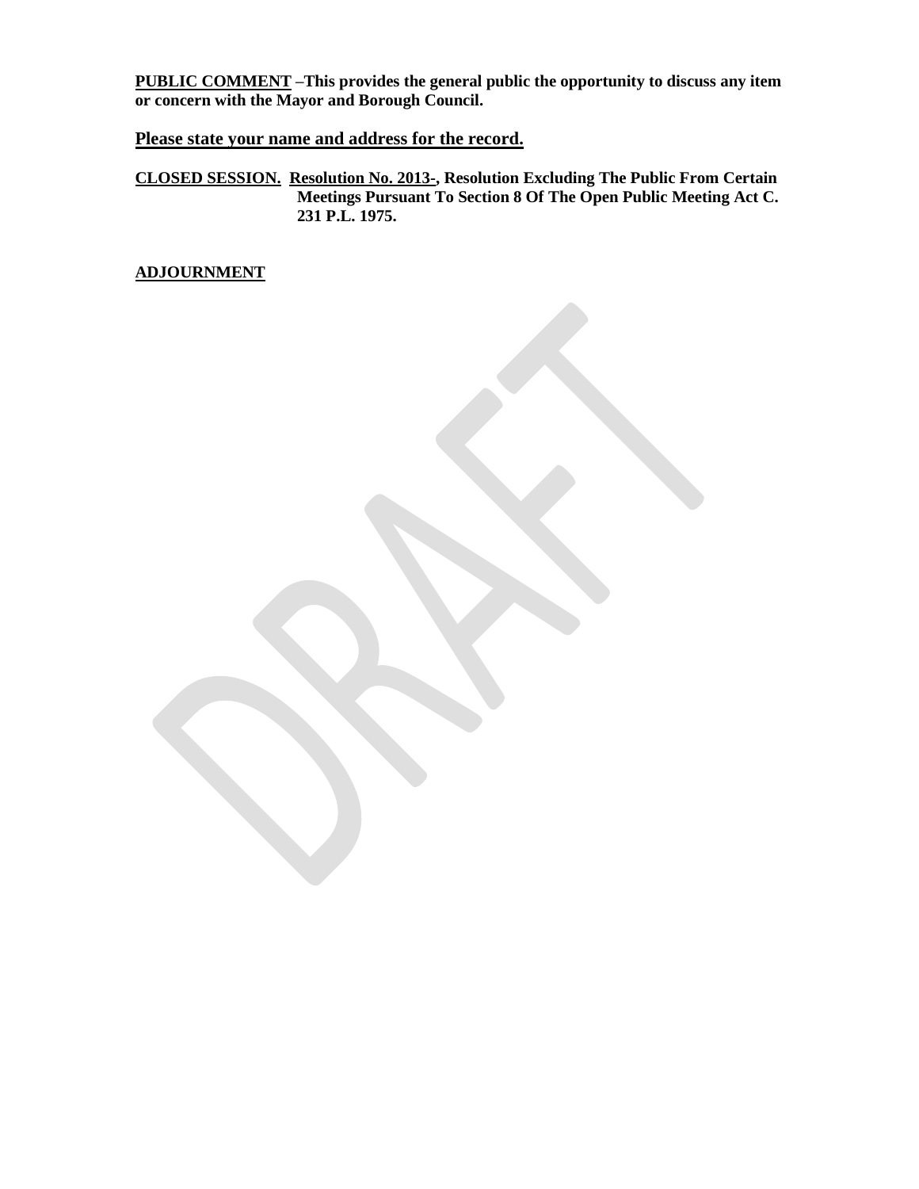**PUBLIC COMMENT –This provides the general public the opportunity to discuss any item or concern with the Mayor and Borough Council.**

**Please state your name and address for the record.**

**CLOSED SESSION. Resolution No. 2013-, Resolution Excluding The Public From Certain Meetings Pursuant To Section 8 Of The Open Public Meeting Act C. 231 P.L. 1975.**

**ADJOURNMENT**